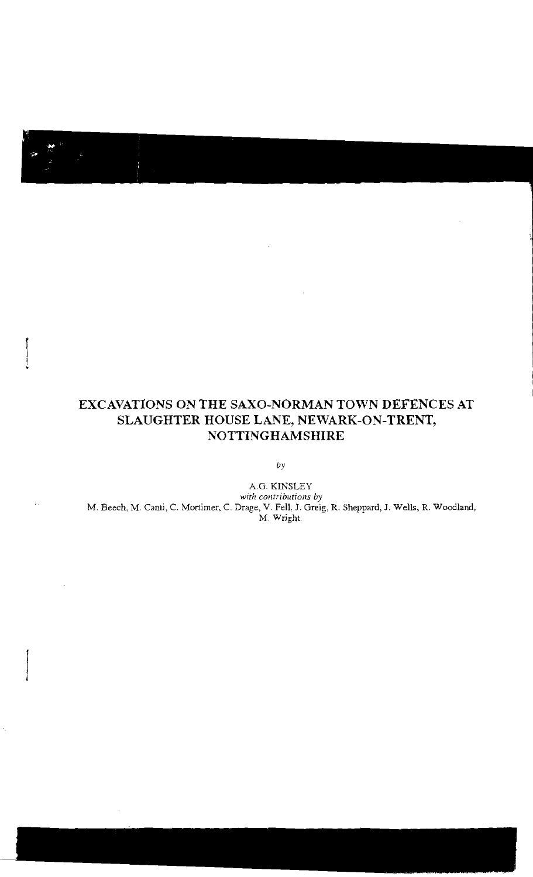# EXCAVATIONS ON THE SAXO-NORMAN TOWN DEFENCES AT SLAUGHTER HOUSE LANE, NEWARK-ON-TRENT, NOTTINGHAMSHIRE

*by*

A.G. KINSLEY

*with contributions by*

M. Beech, M. Canti, C. Mortimer, C. Drage, V. Fell, J. Greig, R. Sheppard, J. Wells, R. Woodland, M. Wright.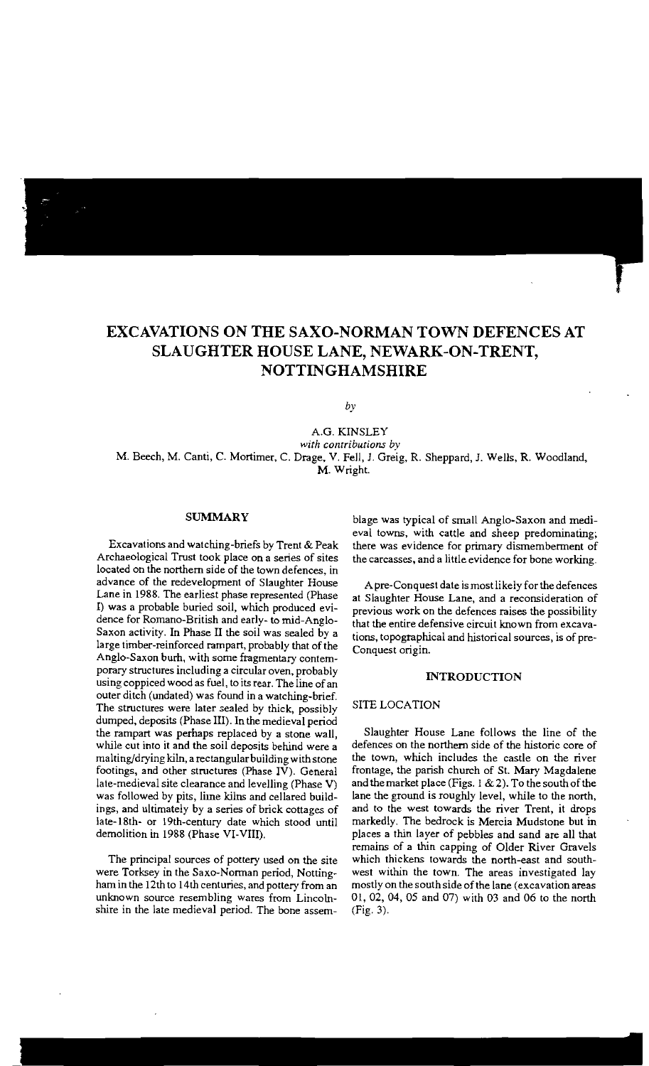# EXCAVATIONS ON THE SAXO-NORMAN TOWN DEFENCES AT SLAUGHTER HOUSE LANE, NEWARK-ON-TRENT, NOTTINGHAMSHIRE

*by*

A.G. KINSLEY

*with contributions by*

M. Beech, M. Canti, C. Mortimer, C. Drage, V. Fell, J. Greig, R. Sheppard, J. Wells, R. Woodland, M. Wright.

## SUMMARY

Excavations and watching-briefs by Trent & Peak Archaeological Trust took place on a series of sites located on the northern side of the town defences, in advance of the redevelopment of Slaughter House Lane in 1988. The earliest phase represented (Phase I) was a probable buried soil, which produced evidence for Romano-British and early- to mid-Anglo-Saxon activity. In Phase II the soil was sealed by a large timber-reinforced rampart, probably that of the Anglo-Saxon burh, with some fragmentary contemporary structures including a circular oven, probably using coppiced wood as fuel, to its rear. The line of an outer ditch (undated) was found in a watching-brief. The structures were later sealed by thick, possibly dumped, deposits (Phase III). In the medieval period the rampart was perhaps replaced by a stone wall, while cut into it and the soil deposits behind were a malting/drying kiln, a rectangular building with stone footings, and other structures (Phase IV). General late-medieval site clearance and levelling (Phase V) was followed by pits, lime kilns and cellared buildings, and ultimately by a series of brick cottages of late-18th- or 19th-century date which stood until demolition in 1988 (Phase VI-VIII).

The principal sources of pottery used on the site were Torksey in the Saxo-Norman period, Nottingham in the 12th to 14th centuries, and pottery from an unknown source resembling wares from Lincolnshire in the late medieval period. The bone assemblage was typical of small Anglo-Saxon and medieval towns, with cattle and sheep predominating; there was evidence for primary dismemberment of the carcasses, and a little evidence for bone working.

A pre-Conquest date is most likely for the defences at Slaughter House Lane, and a reconsideration of previous work on the defences raises the possibility that the entire defensive circuit known from excavations, topographical and historical sources, is of pre-Conquest origin.

## INTRODUCTION

### SITE LOCATION

Slaughter House Lane follows the line of the defences on the northern side of the historic core of the town, which includes the castle on the river frontage, the parish church of St. Mary Magdalene and the market place (Figs. 1 & 2). To the south of the lane the ground is roughly level, while to the north, and to the west towards the river Trent, it drops markedly. The bedrock is Mercia Mudstone but in places a thin layer of pebbles and sand are all that remains of a thin capping of Older River Gravels which thickens towards the north-east and south-west within the town. The areas investigated lay mostly on the south side of the lane (excavation areas 01, 02, 04, 05 and 07) with 03 and 06 to the north (Fig. 3).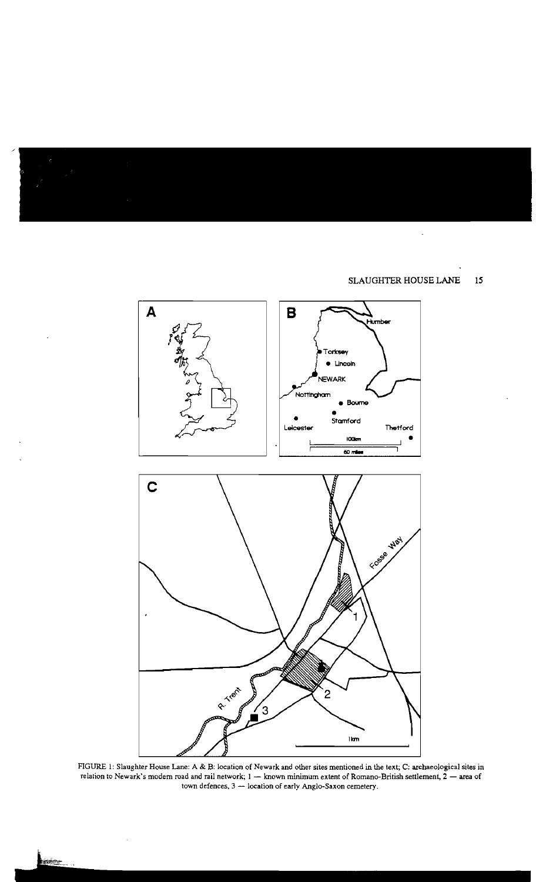FIGURE 1: Slaughter House Lane: A & B: location of Newark and other sites mentioned in the text; C: archaeological sites in relation to Newark's modern road and rail network; 1 — known minimum extent of Romano-British settlement, 2 — area of town defences, 3 — location of early Anglo-Saxon cemetery.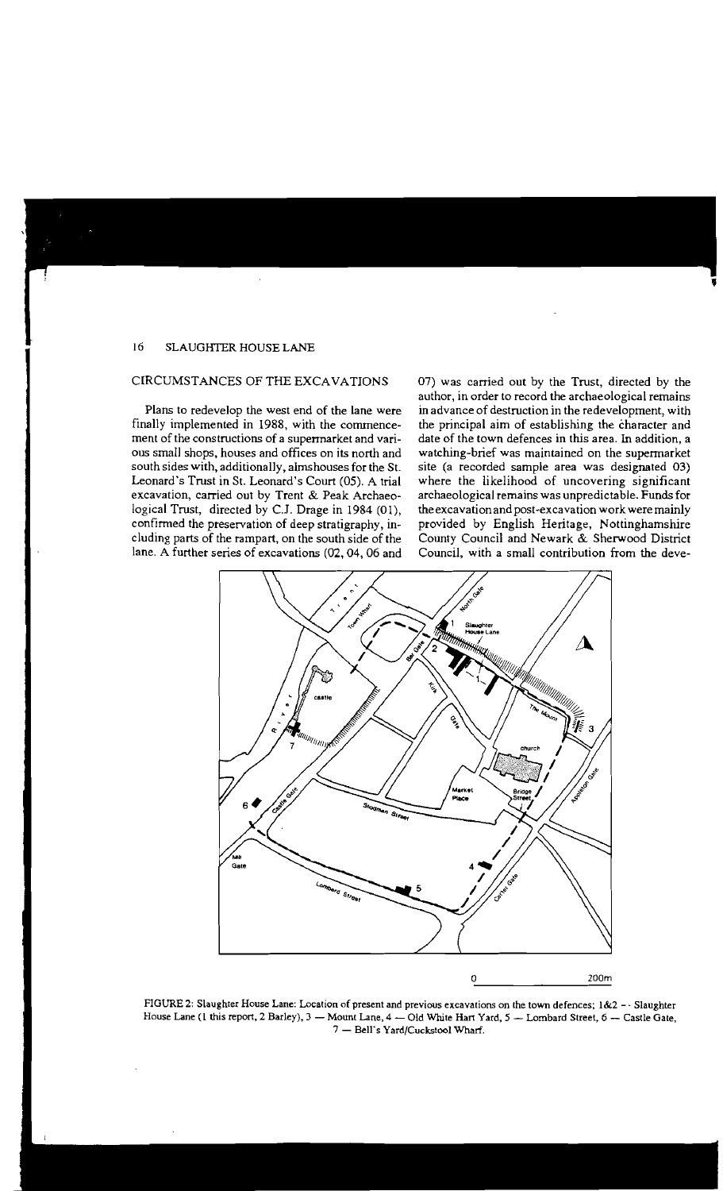## CIRCUMSTANCES OF THE EXCAVATIONS

Plans to redevelop the west end of the lane were finally implemented in 1988, with the commencement of the constructions of a supermarket and various small shops, houses and offices on its north and south sides with, additionally, almshouses for the St. Leonard's Trust in St. Leonard's Court (05). A trial excavation, carried out by Trent & Peak Archaeological Trust, directed by C.J. Drage in 1984 (01), confirmed the preservation of deep stratigraphy, including parts of the rampart, on the south side of the lane. A further series of excavations (02, 04, 06 and 07) was carried out by the Trust, directed by the author, in order to record the archaeological remains in advance of destruction in the redevelopment, with the principal aim of establishing the character and date of the town defences in this area. In addition, a watching-brief was maintained on the supermarket site (a recorded sample area was designated 03) where the likelihood of uncovering significant archaeological remains was unpredictable. Funds for the excavation and post-excavation work were mainly provided by English Heritage, Nottinghamshire County Council and Newark & Sherwood District Council, with a small contribution from the deve-

FIGURE 2: Slaughter House Lane: Location of present and previous excavations on the town defences; 1&2 — Slaughter House Lane (1 this report, 2 Barley), 3 — Mount Lane, 4 — Old White Hart Yard, 5 — Lombard Street, 6 — Castle Gate, 7 — Bell's Yard/Cuckstool Wharf.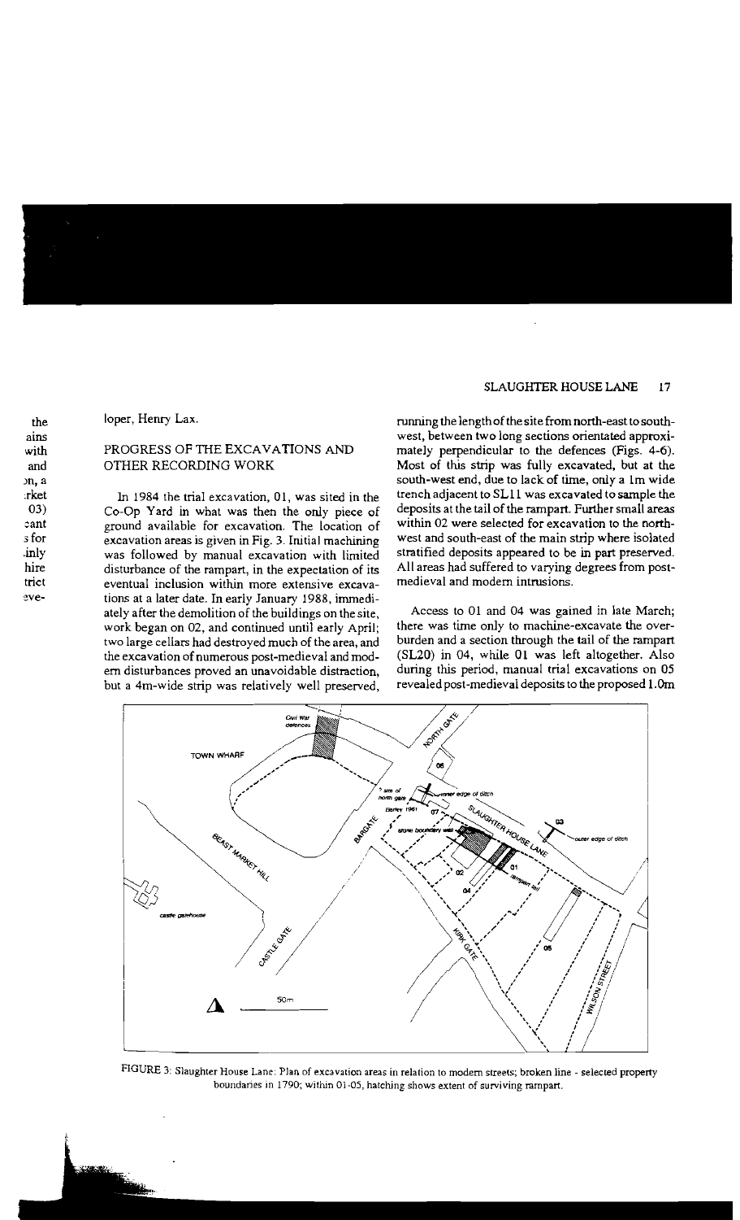loper, Henry Lax.

## PROGRESS OF THE EXCAVATIONS AND OTHER RECORDING WORK

In 1984 the trial excavation, 01, was sited in the Co-Op Yard in what was then the only piece of ground available for excavation. The location of excavation areas is given in Fig. 3. Initial machining was followed by manual excavation with limited disturbance of the rampart, in the expectation of its eventual inclusion within more extensive excavations at a later date. In early January 1988, immediately after the demolition of the buildings on the site, work began on 02, and continued until early April; two large cellars had destroyed much of the area, and the excavation of numerous post-medieval and modern disturbances proved an unavoidable distraction, but a 4m-wide strip was relatively well preserved, running the length of the site from north-east to south-west, between two long sections orientated approximately perpendicular to the defences (Figs. 4-6). Most of this strip was fully excavated, but at the south-west end, due to lack of time, only a 1m wide trench adjacent to SL11 was excavated to sample the deposits at the tail of the rampart. Further small areas within 02 were selected for excavation to the north-west and south-east of the main strip where isolated stratified deposits appeared to be in part preserved. All areas had suffered to varying degrees from post-medieval and modern intrusions.

Access to 01 and 04 was gained in late March; there was time only to machine-excavate the overburden and a section through the tail of the rampart (SL20) in 04, while 01 was left altogether. Also during this period, manual trial excavations on 05 revealed post-medieval deposits to the proposed 1.0m

FIGURE 3: Slaughter House Lane: Plan of excavation areas in relation to modern streets; broken line - selected property boundaries in 1790; within 01-05, hatching shows extent of surviving rampart.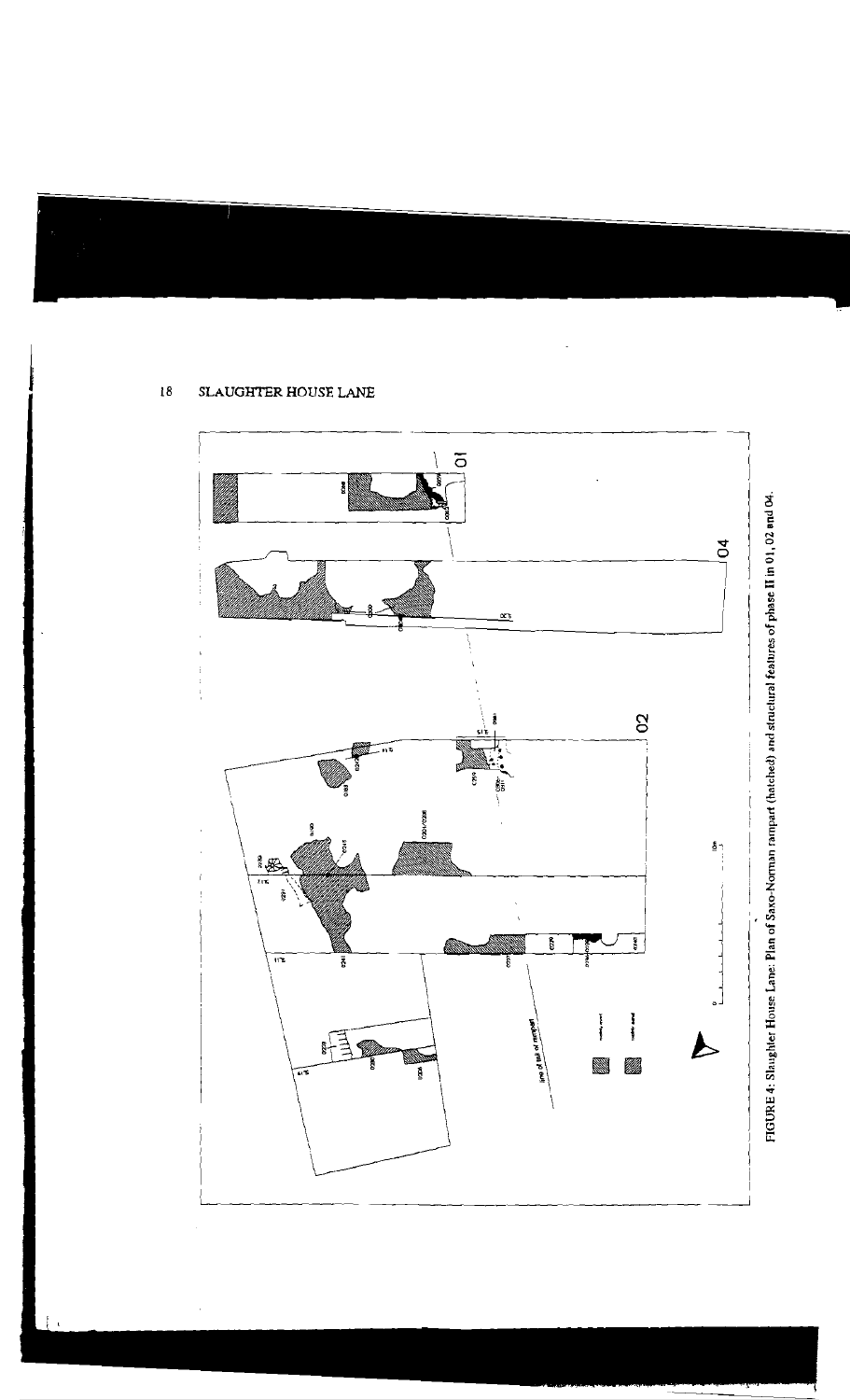FIGURE 4: Slaughter House Lane: Plan of Saxo-Norman rampart (hatched) and structural features of phase II in 01, 02 and 04.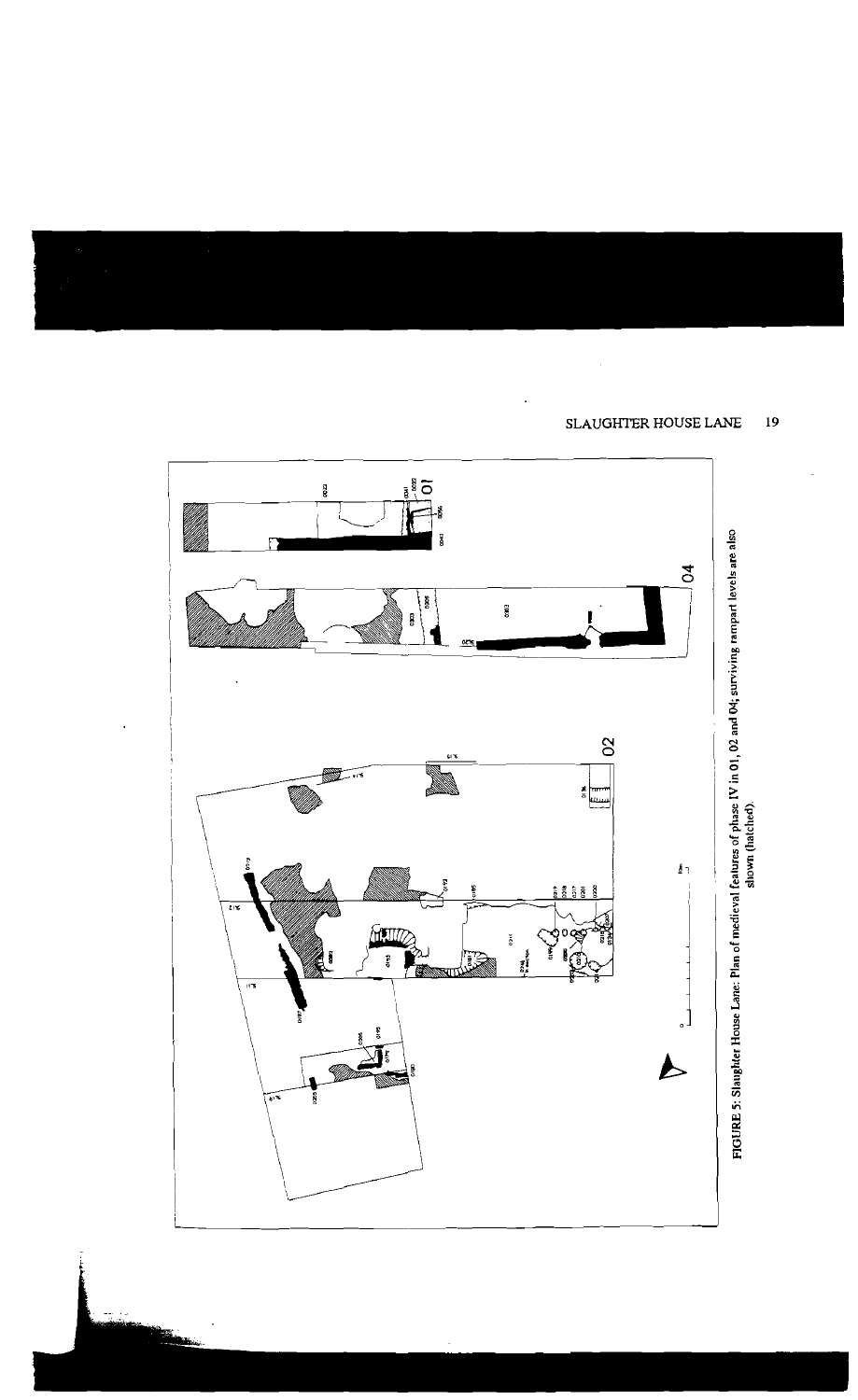FIGURE 5: Slaughter House Lane: Plan of medieval features of phase IV in 01, 02 and 04; surviving rampart levels are also shown (hatched).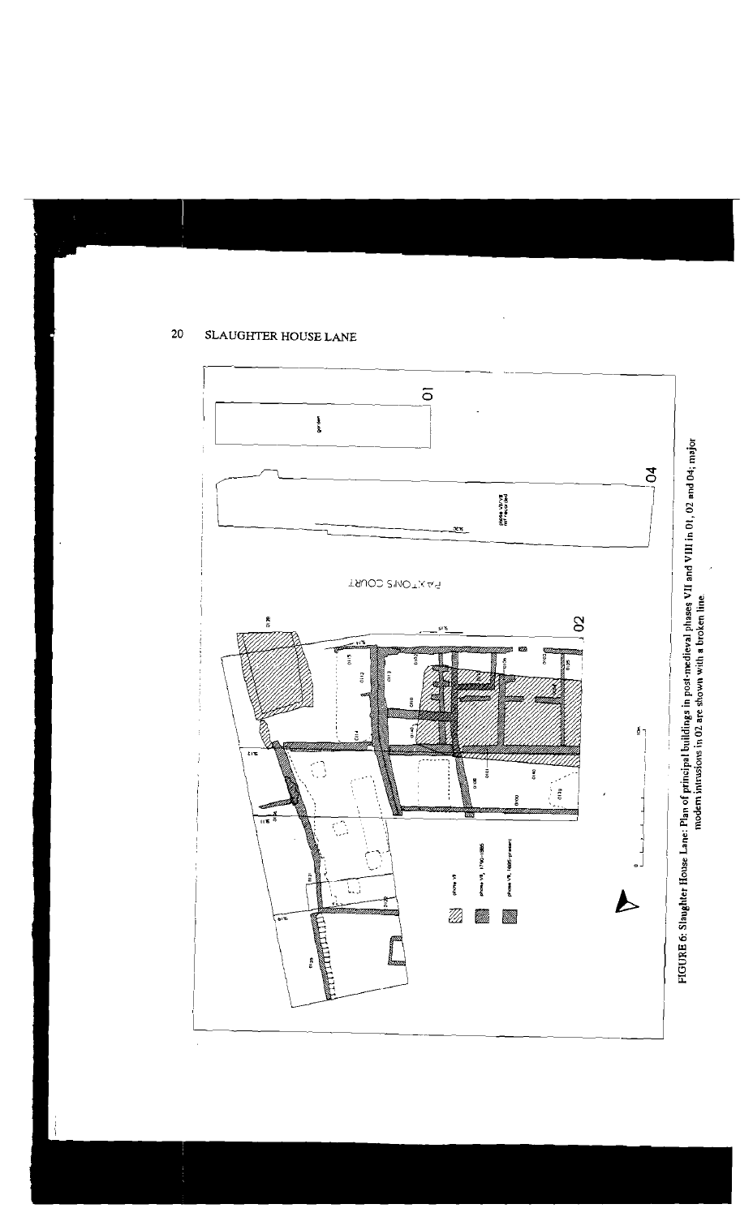FIGURE 6: Slaughter House Lane: Plan of principal buildings in post-medieval phases VII and VIII in 01, 02 and 04; major modern intrusions in 02 are shown with a broken line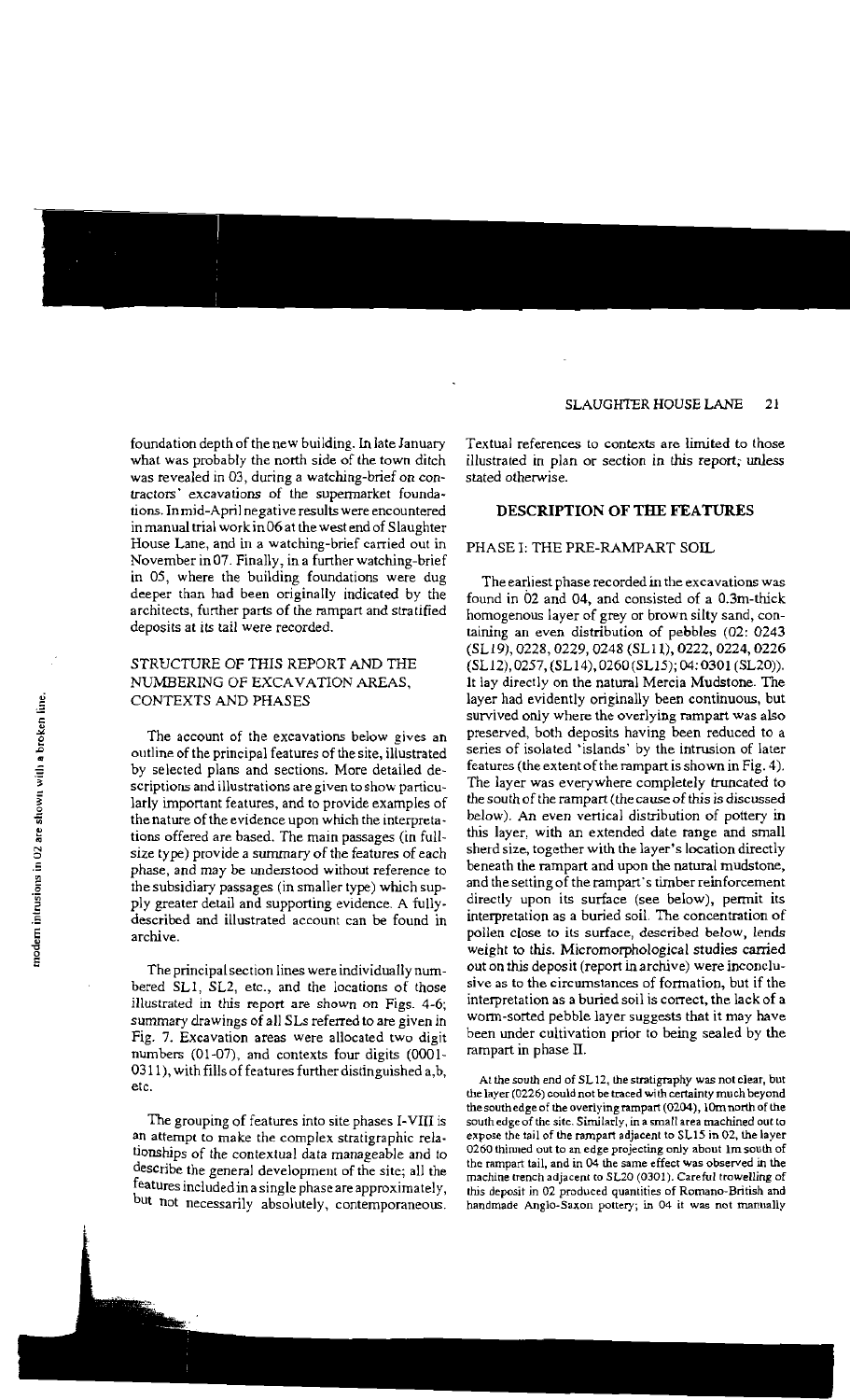foundation depth of the new building. In late January what was probably the north side of the town ditch was revealed in 03, during a watching-brief on contractors' excavations of the supermarket foundations. In mid-April negative results were encountered in manual trial work in 06 at the west end of Slaughter House Lane, and in a watching-brief carried out in November in 07. Finally, in a further watching-brief in 05, where the building foundations were dug deeper than had been originally indicated by the architects, further parts of the rampart and stratified deposits at its tail were recorded.

### STRUCTURE OF THIS REPORT AND THE NUMBERING OF EXCAVATION AREAS, CONTEXTS AND PHASES

The account of the excavations below gives an outline of the principal features of the site, illustrated by selected plans and sections. More detailed descriptions and illustrations are given to show particularly important features, and to provide examples of the nature of the evidence upon which the interpretations offered are based. The main passages (in full-size type) provide a summary of the features of each phase, and may be understood without reference to the subsidiary passages (in smaller type) which supply greater detail and supporting evidence. A fully-described and illustrated account can be found in archive.

The principal section lines were individually numbered SL1, SL2, etc., and the locations of those illustrated in this report are shown on Figs. 4-6; summary drawings of all SLs referred to are given in Fig. 7. Excavation areas were allocated two digit numbers (01-07), and contexts four digits (0001-0311), with fills of features further distinguished a,b, etc.

The grouping of features into site phases I-VIII is an attempt to make the complex stratigraphic relationships of the contextual data manageable and to describe the general development of the site; all the features included in a single phase are approximately, but not necessarily absolutely, contemporaneous. Textual references to contexts are limited to those illustrated in plan or section in this report, unless stated otherwise.

## DESCRIPTION OF THE FEATURES

### PHASE I: THE PRE-RAMPART SOIL

The earliest phase recorded in the excavations was found in 02 and 04, and consisted of a 0.3m-thick homogenous layer of grey or brown silty sand, containing an even distribution of pebbles (02: 0243 (SL19), 0228, 0229, 0248 (SL11), 0222, 0224, 0226 (SL12), 0257, (SL14), 0260 (SL15); 04: 0301 (SL20)). It lay directly on the natural Mercia Mudstone. The layer had evidently originally been continuous, but survived only where the overlying rampart was also preserved, both deposits having been reduced to a series of isolated 'islands' by the intrusion of later features (the extent of the rampart is shown in Fig. 4). The layer was everywhere completely truncated to the south of the rampart (the cause of this is discussed below). An even vertical distribution of pottery in this layer, with an extended date range and small sherd size, together with the layer's location directly beneath the rampart and upon the natural mudstone, and the setting of the rampart's timber reinforcement directly upon its surface (see below), permit its interpretation as a buried soil. The concentration of pollen close to its surface, described below, lends weight to this. Micromorphological studies carried out on this deposit (report in archive) were inconclusive as to the circumstances of formation, but if the interpretation as a buried soil is correct, the lack of a worm-sorted pebble layer suggests that it may have been under cultivation prior to being sealed by the rampart in phase II.

At the south end of SL12, the stratigraphy was not clear, but the layer (0226) could not be traced with certainty much beyond the south edge of the overlying rampart (0204), 10m north of the south edge of the site. Similarly, in a small area machined out to expose the tail of the rampart adjacent to SL15 in 02, the layer 0260 thinned out to an edge projecting only about 1m south of the rampart tail, and in 04 the same effect was observed in the machine trench adjacent to SL20 (0301). Careful trowelling of this deposit in 02 produced quantities of Romano-British and handmade Anglo-Saxon pottery; in 04 it was not manually

modern intrusions in 02 are shown with a broken line.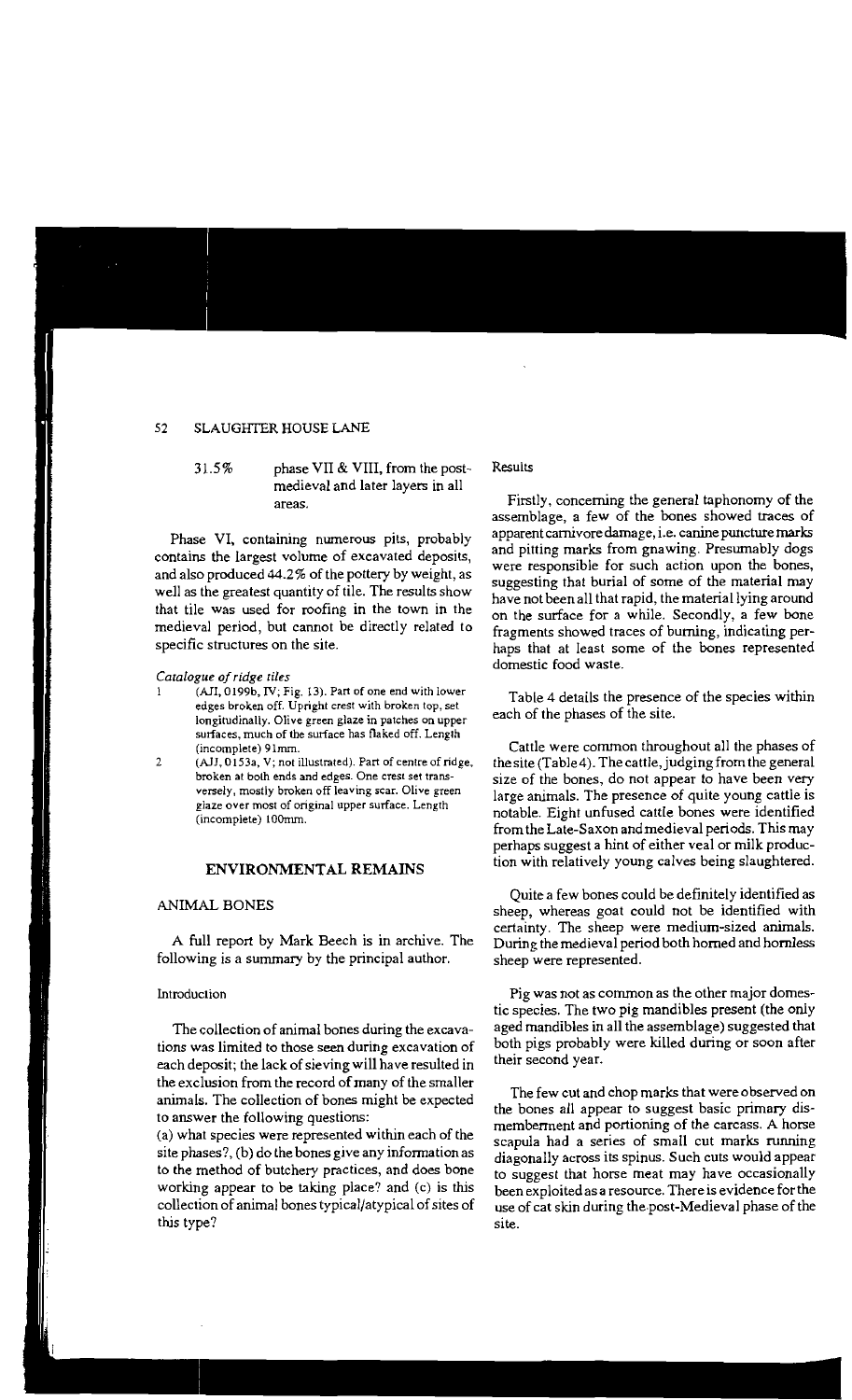31.5% phase VII & VIII, from the post-medieval and later layers in all areas.

Phase VI, containing numerous pits, probably contains the largest volume of excavated deposits, and also produced 44.2% of the pottery by weight, as well as the greatest quantity of tile. The results show that tile was used for roofing in the town in the medieval period, but cannot be directly related to specific structures on the site.

*Catalogue of ridge tiles*

1. (AJI, 0199b, IV; Fig. 13). Part of one end with lower edges broken off. Upright crest with broken top, set longitudinally. Olive green glaze in patches on upper surfaces, much of the surface has flaked off. Length (incomplete) 91mm.
2. (AJJ, 0153a, V; not illustrated). Part of centre of ridge, broken at both ends and edges. One crest set transversely, mostly broken off leaving scar. Olive green glaze over most of original upper surface. Length (incomplete) 100mm.

## ENVIRONMENTAL REMAINS

### ANIMAL BONES

A full report by Mark Beech is in archive. The following is a summary by the principal author.

#### Introduction

The collection of animal bones during the excavations was limited to those seen during excavation of each deposit; the lack of sieving will have resulted in the exclusion from the record of many of the smaller animals. The collection of bones might be expected to answer the following questions:

(a) what species were represented within each of the site phases?, (b) do the bones give any information as to the method of butchery practices, and does bone working appear to be taking place? and (c) is this collection of animal bones typical/atypical of sites of this type?

#### Results

Firstly, concerning the general taphonomy of the assemblage, a few of the bones showed traces of apparent carnivore damage, i.e. canine puncture marks and pitting marks from gnawing. Presumably dogs were responsible for such action upon the bones, suggesting that burial of some of the material may have not been all that rapid, the material lying around on the surface for a while. Secondly, a few bone fragments showed traces of burning, indicating perhaps that at least some of the bones represented domestic food waste.

Table 4 details the presence of the species within each of the phases of the site.

Cattle were common throughout all the phases of the site (Table 4). The cattle, judging from the general size of the bones, do not appear to have been very large animals. The presence of quite young cattle is notable. Eight unfused cattle bones were identified from the Late-Saxon and medieval periods. This may perhaps suggest a hint of either veal or milk production with relatively young calves being slaughtered.

Quite a few bones could be definitely identified as sheep, whereas goat could not be identified with certainty. The sheep were medium-sized animals. During the medieval period both horned and hornless sheep were represented.

Pig was not as common as the other major domestic species. The two pig mandibles present (the only aged mandibles in all the assemblage) suggested that both pigs probably were killed during or soon after their second year.

The few cut and chop marks that were observed on the bones all appear to suggest basic primary dismemberment and portioning of the carcass. A horse scapula had a series of small cut marks running diagonally across its spinus. Such cuts would appear to suggest that horse meat may have occasionally been exploited as a resource. There is evidence for the use of cat skin during the post-Medieval phase of the site.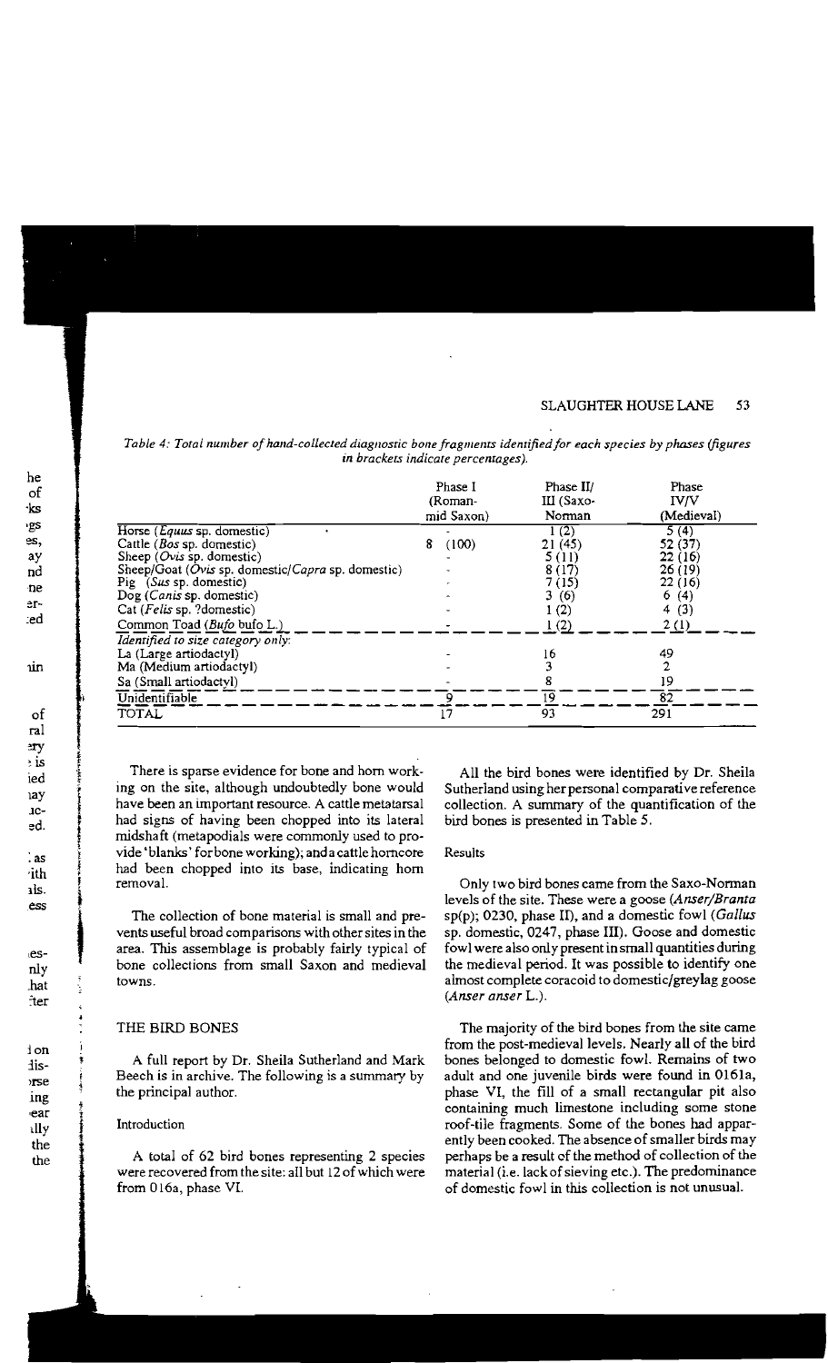*Table 4: Total number of hand-collected diagnostic bone fragments identified for each species by phases (figures in brackets indicate percentages).*

| | Phase I (Roman-mid Saxon) | Phase II/ III (Saxo-Norman | Phase IV/V (Medieval) |
|---|---|---|---|
| Horse (*Equus* sp. domestic) | - | 1 (2) | 5 (4) |
| Cattle (*Bos* sp. domestic) | 8 (100) | 21 (45) | 52 (37) |
| Sheep (*Ovis* sp. domestic) | - | 5 (11) | 22 (16) |
| Sheep/Goat (*Ovis* sp. domestic/*Capra* sp. domestic) | - | 8 (17) | 26 (19) |
| Pig (*Sus* sp. domestic) | - | 7 (15) | 22 (16) |
| Dog (*Canis* sp. domestic) | - | 3 (6) | 6 (4) |
| Cat (*Felis* sp. ?domestic) | - | 1 (2) | 4 (3) |
| Common Toad (*Bufo* bufo L.) | - | 1 (2) | 2 (1) |
| *Identified to size category only:* | | | |
| La (Large artiodactyl) | - | 16 | 49 |
| Ma (Medium artiodactyl) | - | 3 | 2 |
| Sa (Small artiodactyl) | - | 8 | 19 |
| Unidentifiable | 9 | 19 | 82 |
| TOTAL | 17 | 93 | 291 |

There is sparse evidence for bone and horn working on the site, although undoubtedly bone would have been an important resource. A cattle metatarsal had signs of having been chopped into its lateral midshaft (metapodials were commonly used to provide 'blanks' for bone working); and a cattle horncore had been chopped into its base, indicating horn removal.

The collection of bone material is small and prevents useful broad comparisons with other sites in the area. This assemblage is probably fairly typical of bone collections from small Saxon and medieval towns.

## THE BIRD BONES

A full report by Dr. Sheila Sutherland and Mark Beech is in archive. The following is a summary by the principal author.

### Introduction

A total of 62 bird bones representing 2 species were recovered from the site: all but 12 of which were from 016a, phase VI.

All the bird bones were identified by Dr. Sheila Sutherland using her personal comparative reference collection. A summary of the quantification of the bird bones is presented in Table 5.

### Results

Only two bird bones came from the Saxo-Norman levels of the site. These were a goose (*Anser/Branta* sp(p); 0230, phase II), and a domestic fowl (*Gallus* sp. domestic, 0247, phase III). Goose and domestic fowl were also only present in small quantities during the medieval period. It was possible to identify one almost complete coracoid to domestic/greylag goose (*Anser anser* L.).

The majority of the bird bones from the site came from the post-medieval levels. Nearly all of the bird bones belonged to domestic fowl. Remains of two adult and one juvenile birds were found in 0161a, phase VI, the fill of a small rectangular pit also containing much limestone including some stone roof-tile fragments. Some of the bones had apparently been cooked. The absence of smaller birds may perhaps be a result of the method of collection of the material (i.e. lack of sieving etc.). The predominance of domestic fowl in this collection is not unusual.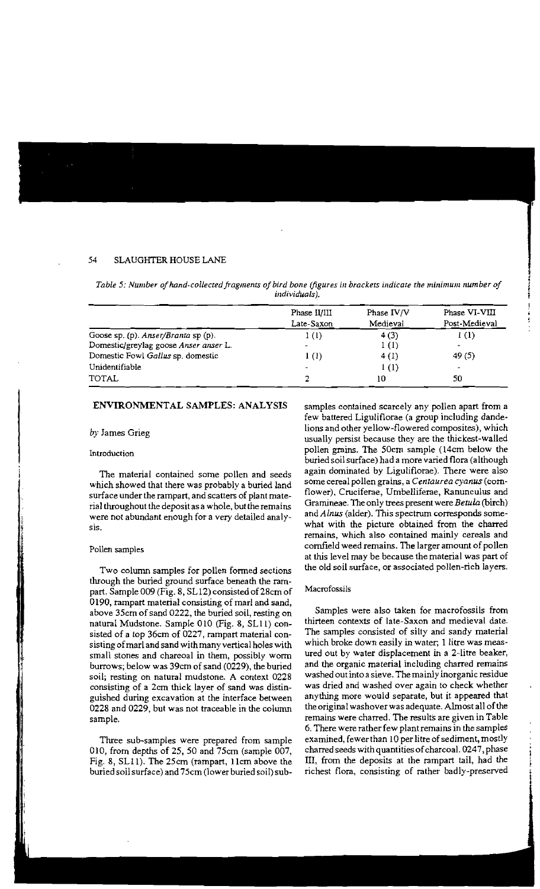*Table 5: Number of hand-collected fragments of bird bone (figures in brackets indicate the minimum number of individuals).*

| | Phase II/III Late-Saxon | Phase IV/V Medieval | Phase VI-VIII Post-Medieval |
|---|---|---|---|
| Goose sp. (p). *Anser/Branta* sp (p). | 1 (1) | 4 (3) | 1 (1) |
| Domestic/greylag goose *Anser anser* L. | - | 1 (1) | - |
| Domestic Fowl *Gallus* sp. domestic | 1 (1) | 4 (1) | 49 (5) |
| Unidentifiable | - | 1 (1) | - |
| TOTAL | 2 | 10 | 50 |

## ENVIRONMENTAL SAMPLES: ANALYSIS

*by* James Grieg

### Introduction

The material contained some pollen and seeds which showed that there was probably a buried land surface under the rampart, and scatters of plant material throughout the deposit as a whole, but the remains were not abundant enough for a very detailed analysis.

### Pollen samples

Two column samples for pollen formed sections through the buried ground surface beneath the rampart. Sample 009 (Fig. 8, SL12) consisted of 28cm of 0190, rampart material consisting of marl and sand, above 35cm of sand 0222, the buried soil, resting on natural Mudstone. Sample 010 (Fig. 8, SL11) consisted of a top 36cm of 0227, rampart material consisting of marl and sand with many vertical holes with small stones and charcoal in them, possibly worm burrows; below was 39cm of sand (0229), the buried soil; resting on natural mudstone. A context 0228 consisting of a 2cm thick layer of sand was distinguished during excavation at the interface between 0228 and 0229, but was not traceable in the column sample.

Three sub-samples were prepared from sample 010, from depths of 25, 50 and 75cm (sample 007, Fig. 8, SL11). The 25cm (rampart, 11cm above the buried soil surface) and 75cm (lower buried soil) samples contained scarcely any pollen apart from a few battered Liguliflorae (a group including dandelions and other yellow-flowered composites), which usually persist because they are the thickest-walled pollen grains. The 50cm sample (14cm below the buried soil surface) had a more varied flora (although again dominated by Liguliflorae). There were also some cereal pollen grains, a *Centaurea cyanus* (cornflower), Cruciferae, Umbelliferae, Ranunculus and Gramineae. The only trees present were *Betula* (birch) and *Alnus* (alder). This spectrum corresponds somewhat with the picture obtained from the charred remains, which also contained mainly cereals and cornfield weed remains. The larger amount of pollen at this level may be because the material was part of the old soil surface, or associated pollen-rich layers.

### Macrofossils

Samples were also taken for macrofossils from thirteen contexts of late-Saxon and medieval date. The samples consisted of silty and sandy material which broke down easily in water; 1 litre was measured out by water displacement in a 2-litre beaker, and the organic material including charred remains washed out into a sieve. The mainly inorganic residue was dried and washed over again to check whether anything more would separate, but it appeared that the original washover was adequate. Almost all of the remains were charred. The results are given in Table 6. There were rather few plant remains in the samples examined, fewer than 10 per litre of sediment, mostly charred seeds with quantities of charcoal. 0247, phase III, from the deposits at the rampart tail, had the richest flora, consisting of rather badly-preserved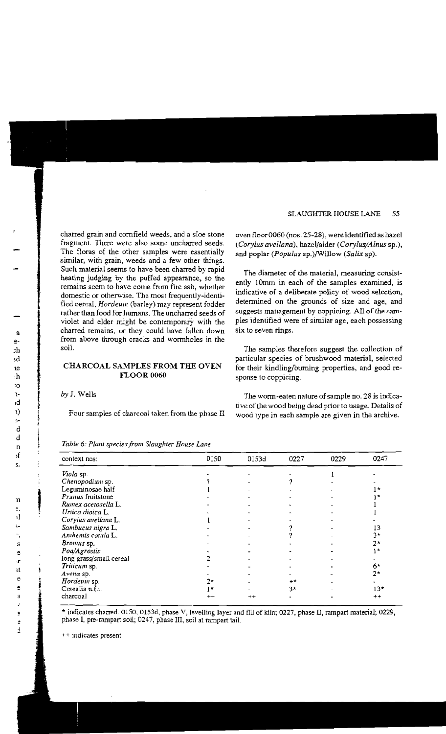charred grain and cornfield weeds, and a sloe stone fragment. There were also some uncharred seeds. The floras of the other samples were essentially similar, with grain, weeds and a few other things. Such material seems to have been charred by rapid heating judging by the puffed appearance, so the remains seem to have come from fire ash, whether domestic or otherwise. The most frequently-identified cereal, *Hordeum* (barley) may represent fodder rather than food for humans. The uncharred seeds of violet and elder might be contemporary with the charred remains, or they could have fallen down from above through cracks and wormholes in the soil.

## CHARCOAL SAMPLES FROM THE OVEN FLOOR 0060

*by* J. Wells

Four samples of charcoal taken from the phase II oven floor 0060 (nos. 25-28), were identified as hazel (*Corylus avellana*), hazel/alder (*Corylus/Alnus* sp.), and poplar (*Populus* sp.)/Willow (*Salix* sp).

The diameter of the material, measuring consistently 10mm in each of the samples examined, is indicative of a deliberate policy of wood selection, determined on the grounds of size and age, and suggests management by coppicing. All of the samples identified were of similar age, each possessing six to seven rings.

The samples therefore suggest the collection of particular species of brushwood material, selected for their kindling/burning properties, and good response to coppicing.

The worm-eaten nature of sample no. 28 is indicative of the wood being dead prior to usage. Details of wood type in each sample are given in the archive.

*Table 6: Plant species from Slaughter House Lane*

| context nos: | 0150 | 0153d | 0227 | 0229 | 0247 |
|---|---|---|---|---|---|
| *Viola* sp. | - | - | - | 1 | - |
| *Chenopodium* sp. | ? | - | ? | - | - |
| Leguminosae half | 1 | - | - | - | 1* |
| *Prunus* fruitstone | - | - | - | - | 1* |
| *Rumex acetosella* L. | - | - | - | - | 1 |
| *Urtica dioica* L. | - | - | - | - | 1 |
| *Corylus avellana* L. | 1 | - | - | - | - |
| *Sambucus nigra* L. | - | - | ? | - | 13 |
| *Anthemis cotula* L. | - | - | ? | - | 3* |
| *Bromus* sp. | - | - | - | - | 2* |
| *Poa/Agrostis* | - | - | - | - | 1* |
| long grass/small cereal | 2 | - | - | - | - |
| *Triticum* sp. | - | - | - | - | 6* |
| *Avena* sp. | - | - | - | - | 2* |
| *Hordeum* sp. | 2* | - | +* | - | - |
| Cerealia n.f.i. | 1* | - | 3* | - | 13* |
| charcoal | ++ | ++ | - | - | ++ |

\* indicates charred. 0150, 0153d, phase V, levelling layer and fill of kiln; 0227, phase II, rampart material; 0229, phase I, pre-rampart soil; 0247, phase III, soil at rampart tail.

++ indicates present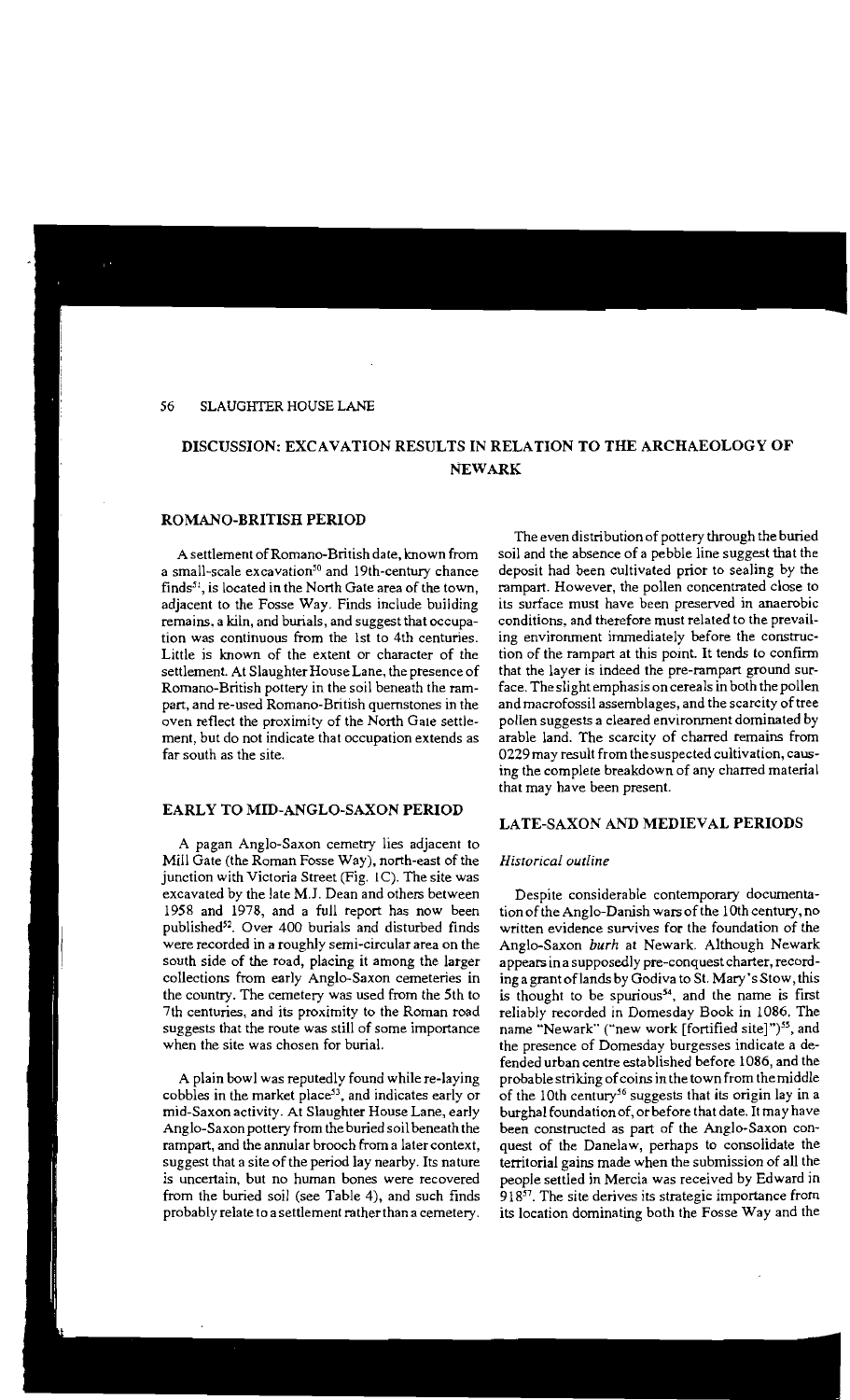## DISCUSSION: EXCAVATION RESULTS IN RELATION TO THE ARCHAEOLOGY OF NEWARK

### ROMANO-BRITISH PERIOD

A settlement of Romano-British date, known from a small-scale excavation[50] and 19th-century chance finds[51], is located in the North Gate area of the town, adjacent to the Fosse Way. Finds include building remains, a kiln, and burials, and suggest that occupation was continuous from the 1st to 4th centuries. Little is known of the extent or character of the settlement. At Slaughter House Lane, the presence of Romano-British pottery in the soil beneath the rampart, and re-used Romano-British quernstones in the oven reflect the proximity of the North Gate settlement, but do not indicate that occupation extends as far south as the site.

### EARLY TO MID-ANGLO-SAXON PERIOD

A pagan Anglo-Saxon cemetry lies adjacent to Mill Gate (the Roman Fosse Way), north-east of the junction with Victoria Street (Fig. 1C). The site was excavated by the late M.J. Dean and others between 1958 and 1978, and a full report has now been published[52]. Over 400 burials and disturbed finds were recorded in a roughly semi-circular area on the south side of the road, placing it among the larger collections from early Anglo-Saxon cemeteries in the country. The cemetery was used from the 5th to 7th centuries, and its proximity to the Roman road suggests that the route was still of some importance when the site was chosen for burial.

A plain bowl was reputedly found while re-laying cobbles in the market place[53], and indicates early or mid-Saxon activity. At Slaughter House Lane, early Anglo-Saxon pottery from the buried soil beneath the rampart, and the annular brooch from a later context, suggest that a site of the period lay nearby. Its nature is uncertain, but no human bones were recovered from the buried soil (see Table 4), and such finds probably relate to a settlement rather than a cemetery.

The even distribution of pottery through the buried soil and the absence of a pebble line suggest that the deposit had been cultivated prior to sealing by the rampart. However, the pollen concentrated close to its surface must have been preserved in anaerobic conditions, and therefore must related to the prevailing environment immediately before the construction of the rampart at this point. It tends to confirm that the layer is indeed the pre-rampart ground surface. The slight emphasis on cereals in both the pollen and macrofossil assemblages, and the scarcity of tree pollen suggests a cleared environment dominated by arable land. The scarcity of charred remains from 0229 may result from the suspected cultivation, causing the complete breakdown of any charred material that may have been present.

### LATE-SAXON AND MEDIEVAL PERIODS

#### *Historical outline*

Despite considerable contemporary documentation of the Anglo-Danish wars of the 10th century, no written evidence survives for the foundation of the Anglo-Saxon *burh* at Newark. Although Newark appears in a supposedly pre-conquest charter, recording a grant of lands by Godiva to St. Mary's Stow, this is thought to be spurious[54], and the name is first reliably recorded in Domesday Book in 1086. The name "Newark" ("new work [fortified site]")[55], and the presence of Domesday burgesses indicate a defended urban centre established before 1086, and the probable striking of coins in the town from the middle of the 10th century[56] suggests that its origin lay in a burghal foundation of, or before that date. It may have been constructed as part of the Anglo-Saxon conquest of the Danelaw, perhaps to consolidate the territorial gains made when the submission of all the people settled in Mercia was received by Edward in 918[57]. The site derives its strategic importance from its location dominating both the Fosse Way and the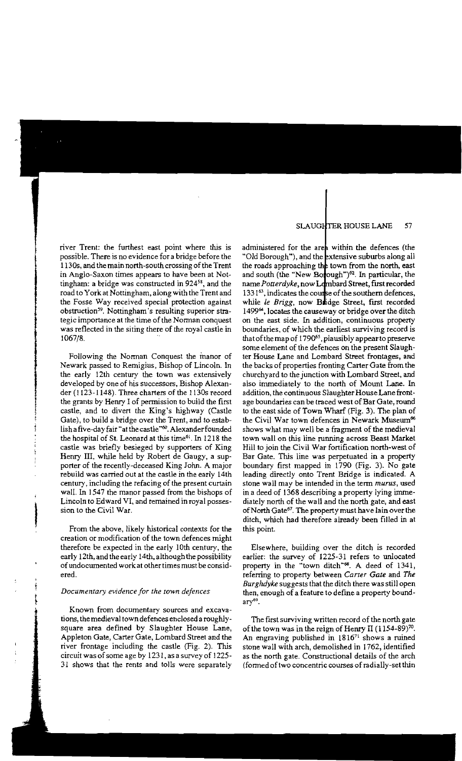river Trent: the furthest east point where this is possible. There is no evidence for a bridge before the 1130s, and the main north-south crossing of the Trent in Anglo-Saxon times appears to have been at Nottingham: a bridge was constructed in 924[58], and the road to York at Nottingham, along with the Trent and the Fosse Way received special protection against obstruction[59]. Nottingham's resulting superior strategic importance at the time of the Norman conquest was reflected in the siting there of the royal castle in 1067/8.

Following the Norman Conquest the manor of Newark passed to Remigius, Bishop of Lincoln. In the early 12th century the town was extensively developed by one of his successors, Bishop Alexander (1123-1148). Three charters of the 1130s record the grants by Henry I of permission to build the first castle, and to divert the King's highway (Castle Gate), to build a bridge over the Trent, and to establish a five-day fair "at the castle"[60]. Alexander founded the hospital of St. Leonard at this time[61]. In 1218 the castle was briefly besieged by supporters of King Henry III, while held by Robert de Gaugy, a supporter of the recently-deceased King John. A major rebuild was carried out at the castle in the early 14th century, including the refacing of the present curtain wall. In 1547 the manor passed from the bishops of Lincoln to Edward VI, and remained in royal possession to the Civil War.

From the above, likely historical contexts for the creation or modification of the town defences might therefore be expected in the early 10th century, the early 12th, and the early 14th, although the possibility of undocumented work at other times must be considered.

### *Documentary evidence for the town defences*

Known from documentary sources and excavations, the medieval town defences enclosed a roughly-square area defined by Slaughter House Lane, Appleton Gate, Carter Gate, Lombard Street and the river frontage including the castle (Fig. 2). This circuit was of some age by 1231, as a survey of 1225-31 shows that the rents and tolls were separately administered for the area within the defences (the "Old Borough"), and the extensive suburbs along all the roads approaching the town from the north, east and south (the "New Borough")[62]. In particular, the name *Potterdyke*, now Lombard Street, first recorded 1331[63], indicates the course of the southern defences, while *le Brigg*, now Bridge Street, first recorded 1499[64], locates the causeway or bridge over the ditch on the east side. In addition, continuous property boundaries, of which the earliest surviving record is that of the map of 1790[65], plausibly appear to preserve some element of the defences on the present Slaughter House Lane and Lombard Street frontages, and the backs of properties fronting Carter Gate from the churchyard to the junction with Lombard Street, and also immediately to the north of Mount Lane. In addition, the continuous Slaughter House Lane frontage boundaries can be traced west of Bar Gate, round to the east side of Town Wharf (Fig. 3). The plan of the Civil War town defences in Newark Museum[66] shows what may well be a fragment of the medieval town wall on this line running across Beast Market Hill to join the Civil War fortification north-west of Bar Gate. This line was perpetuated in a property boundary first mapped in 1790 (Fig. 3). No gate leading directly onto Trent Bridge is indicated. A stone wall may be intended in the term *murus*, used in a deed of 1368 describing a property lying immediately north of the wall and the north gate, and east of North Gate[67]. The property must have lain over the ditch, which had therefore already been filled in at this point.

Elsewhere, building over the ditch is recorded earlier: the survey of 1225-31 refers to unlocated property in the "town ditch"[68]. A deed of 1341, referring to property between *Carter Gate* and *The Burghdyke* suggests that the ditch there was still open then, enough of a feature to define a property boundary[69].

The first surviving written record of the north gate of the town was in the reign of Henry II (1154-89)[70]. An engraving published in 1816[71] shows a ruined stone wall with arch, demolished in 1762, identified as the north gate. Constructional details of the arch (formed of two concentric courses of radially-set thin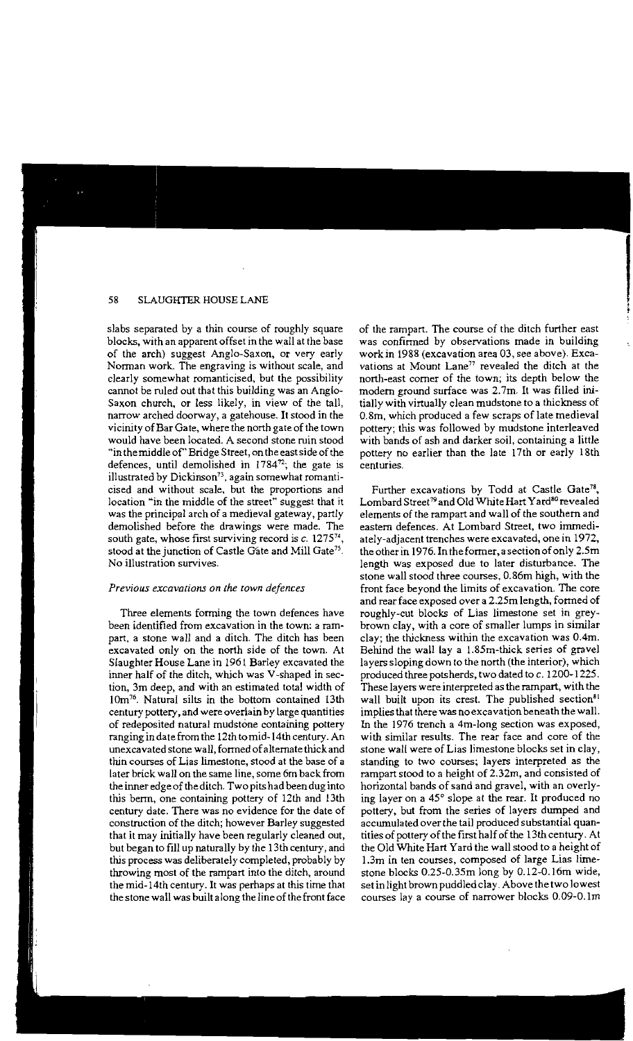slabs separated by a thin course of roughly square blocks, with an apparent offset in the wall at the base of the arch) suggest Anglo-Saxon, or very early Norman work. The engraving is without scale, and clearly somewhat romanticised, but the possibility cannot be ruled out that this building was an Anglo-Saxon church, or less likely, in view of the tall, narrow arched doorway, a gatehouse. It stood in the vicinity of Bar Gate, where the north gate of the town would have been located. A second stone ruin stood "in the middle of" Bridge Street, on the east side of the defences, until demolished in 1784[72]; the gate is illustrated by Dickinson[73], again somewhat romanticised and without scale, but the proportions and location "in the middle of the street" suggest that it was the principal arch of a medieval gateway, partly demolished before the drawings were made. The south gate, whose first surviving record is c. 1275[74], stood at the junction of Castle Gate and Mill Gate[75]. No illustration survives.

*Previous excavations on the town defences*

Three elements forming the town defences have been identified from excavation in the town: a rampart, a stone wall and a ditch. The ditch has been excavated only on the north side of the town. At Slaughter House Lane in 1961 Barley excavated the inner half of the ditch, which was V-shaped in section, 3m deep, and with an estimated total width of 10m[76]. Natural silts in the bottom contained 13th century pottery, and were overlain by large quantities of redeposited natural mudstone containing pottery ranging in date from the 12th to mid-14th century. An unexcavated stone wall, formed of alternate thick and thin courses of Lias limestone, stood at the base of a later brick wall on the same line, some 6m back from the inner edge of the ditch. Two pits had been dug into this berm, one containing pottery of 12th and 13th century date. There was no evidence for the date of construction of the ditch; however Barley suggested that it may initially have been regularly cleaned out, but began to fill up naturally by the 13th century, and this process was deliberately completed, probably by throwing most of the rampart into the ditch, around the mid-14th century. It was perhaps at this time that the stone wall was built along the line of the front face of the rampart. The course of the ditch further east was confirmed by observations made in building work in 1988 (excavation area 03, see above). Excavations at Mount Lane[77] revealed the ditch at the north-east corner of the town; its depth below the modern ground surface was 2.7m. It was filled initially with virtually clean mudstone to a thickness of 0.8m, which produced a few scraps of late medieval pottery; this was followed by mudstone interleaved with bands of ash and darker soil, containing a little pottery no earlier than the late 17th or early 18th centuries.

Further excavations by Todd at Castle Gate[78], Lombard Street[79] and Old White Hart Yard[80] revealed elements of the rampart and wall of the southern and eastern defences. At Lombard Street, two immediately-adjacent trenches were excavated, one in 1972, the other in 1976. In the former, a section of only 2.5m length was exposed due to later disturbance. The stone wall stood three courses, 0.86m high, with the front face beyond the limits of excavation. The core and rear face exposed over a 2.25m length, formed of roughly-cut blocks of Lias limestone set in grey-brown clay, with a core of smaller lumps in similar clay; the thickness within the excavation was 0.4m. Behind the wall lay a 1.85m-thick series of gravel layers sloping down to the north (the interior), which produced three potsherds, two dated to c. 1200-1225. These layers were interpreted as the rampart, with the wall built upon its crest. The published section[81] implies that there was no excavation beneath the wall. In the 1976 trench a 4m-long section was exposed, with similar results. The rear face and core of the stone wall were of Lias limestone blocks set in clay, standing to two courses; layers interpreted as the rampart stood to a height of 2.32m, and consisted of horizontal bands of sand and gravel, with an overlying layer on a 45° slope at the rear. It produced no pottery, but from the series of layers dumped and accumulated over the tail produced substantial quantities of pottery of the first half of the 13th century. At the Old White Hart Yard the wall stood to a height of 1.3m in ten courses, composed of large Lias limestone blocks 0.25-0.35m long by 0.12-0.16m wide, set in light brown puddled clay. Above the two lowest courses lay a course of narrower blocks 0.09-0.1m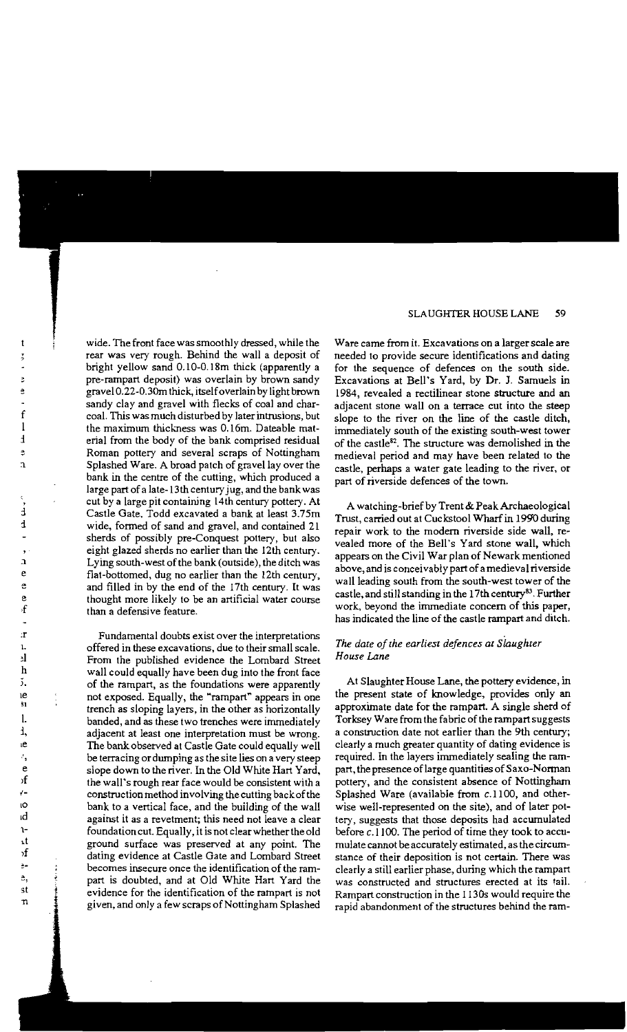wide. The front face was smoothly dressed, while the rear was very rough. Behind the wall a deposit of bright yellow sand 0.10-0.18m thick (apparently a pre-rampart deposit) was overlain by brown sandy gravel 0.22-0.30m thick, itself overlain by light brown sandy clay and gravel with flecks of coal and charcoal. This was much disturbed by later intrusions, but the maximum thickness was 0.16m. Dateable material from the body of the bank comprised residual Roman pottery and several scraps of Nottingham Splashed Ware. A broad patch of gravel lay over the bank in the centre of the cutting, which produced a large part of a late-13th century jug, and the bank was cut by a large pit containing 14th century pottery. At Castle Gate, Todd excavated a bank at least 3.75m wide, formed of sand and gravel, and contained 21 sherds of possibly pre-Conquest pottery, but also eight glazed sherds no earlier than the 12th century. Lying south-west of the bank (outside), the ditch was flat-bottomed, dug no earlier than the 12th century, and filled in by the end of the 17th century. It was thought more likely to be an artificial water course than a defensive feature.

Fundamental doubts exist over the interpretations offered in these excavations, due to their small scale. From the published evidence the Lombard Street wall could equally have been dug into the front face of the rampart, as the foundations were apparently not exposed. Equally, the "rampart" appears in one trench as sloping layers, in the other as horizontally banded, and as these two trenches were immediately adjacent at least one interpretation must be wrong. The bank observed at Castle Gate could equally well be terracing or dumping as the site lies on a very steep slope down to the river. In the Old White Hart Yard, the wall's rough rear face would be consistent with a construction method involving the cutting back of the bank to a vertical face, and the building of the wall against it as a revetment; this need not leave a clear foundation cut. Equally, it is not clear whether the old ground surface was preserved at any point. The dating evidence at Castle Gate and Lombard Street becomes insecure once the identification of the rampart is doubted, and at Old White Hart Yard the evidence for the identification of the rampart is not given, and only a few scraps of Nottingham Splashed Ware came from it. Excavations on a larger scale are needed to provide secure identifications and dating for the sequence of defences on the south side. Excavations at Bell's Yard, by Dr. J. Samuels in 1984, revealed a rectilinear stone structure and an adjacent stone wall on a terrace cut into the steep slope to the river on the line of the castle ditch, immediately south of the existing south-west tower of the castle[82]. The structure was demolished in the medieval period and may have been related to the castle, perhaps a water gate leading to the river, or part of riverside defences of the town.

A watching-brief by Trent & Peak Archaeological Trust, carried out at Cuckstool Wharf in 1990 during repair work to the modern riverside side wall, revealed more of the Bell's Yard stone wall, which appears on the Civil War plan of Newark mentioned above, and is conceivably part of a medieval riverside wall leading south from the south-west tower of the castle, and still standing in the 17th century[83]. Further work, beyond the immediate concern of this paper, has indicated the line of the castle rampart and ditch.

### *The date of the earliest defences at Slaughter House Lane*

At Slaughter House Lane, the pottery evidence, in the present state of knowledge, provides only an approximate date for the rampart. A single sherd of Torksey Ware from the fabric of the rampart suggests a construction date not earlier than the 9th century; clearly a much greater quantity of dating evidence is required. In the layers immediately sealing the rampart, the presence of large quantities of Saxo-Norman pottery, and the consistent absence of Nottingham Splashed Ware (available from *c.*1100, and otherwise well-represented on the site), and of later pottery, suggests that those deposits had accumulated before *c.*1100. The period of time they took to accumulate cannot be accurately estimated, as the circumstance of their deposition is not certain. There was clearly a still earlier phase, during which the rampart was constructed and structures erected at its tail. Rampart construction in the 1130s would require the rapid abandonment of the structures behind the ram-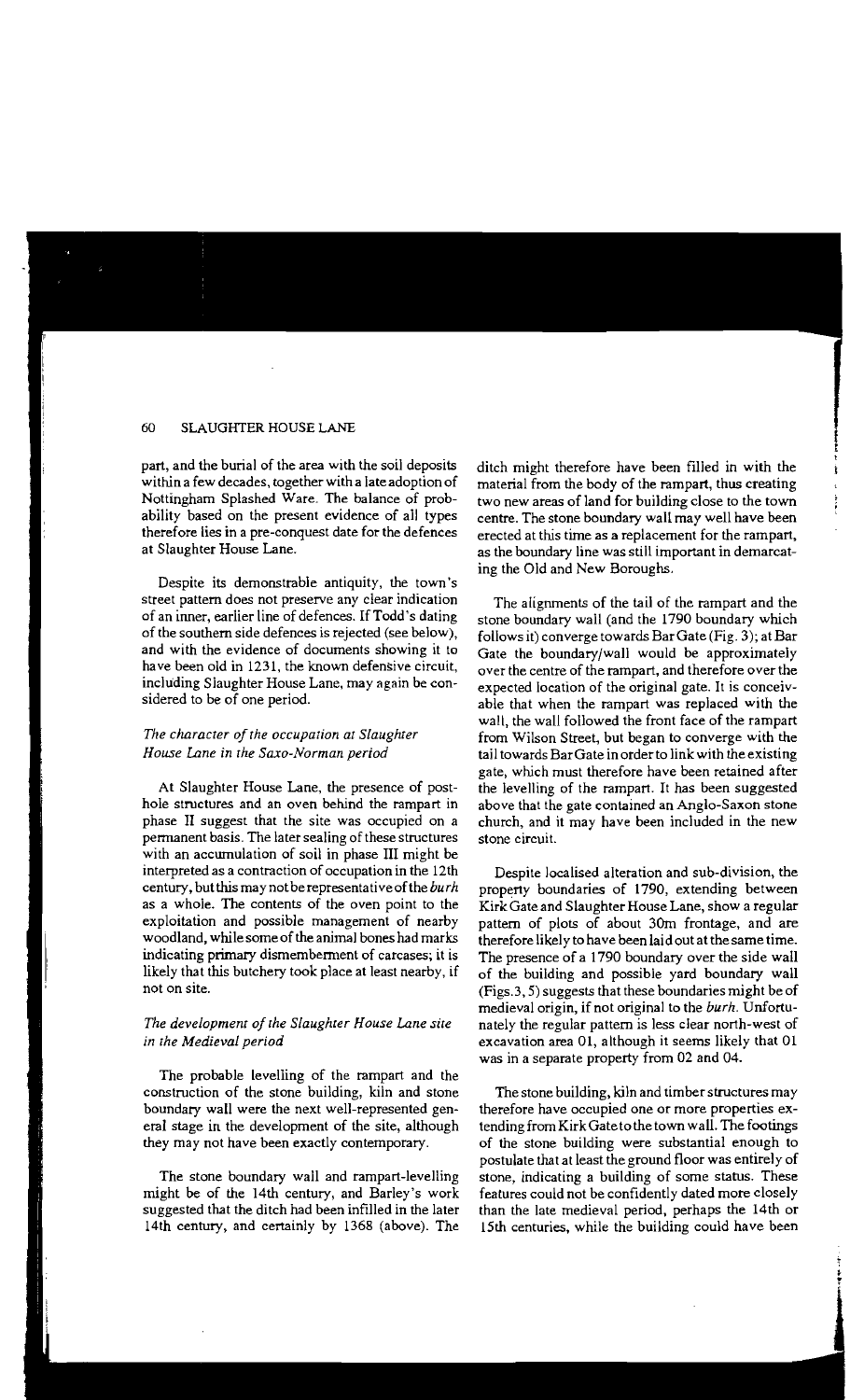part, and the burial of the area with the soil deposits within a few decades, together with a late adoption of Nottingham Splashed Ware. The balance of probability based on the present evidence of all types therefore lies in a pre-conquest date for the defences at Slaughter House Lane.

Despite its demonstrable antiquity, the town's street pattern does not preserve any clear indication of an inner, earlier line of defences. If Todd's dating of the southern side defences is rejected (see below), and with the evidence of documents showing it to have been old in 1231, the known defensive circuit, including Slaughter House Lane, may again be considered to be of one period.

### *The character of the occupation at Slaughter House Lane in the Saxo-Norman period*

At Slaughter House Lane, the presence of posthole structures and an oven behind the rampart in phase II suggest that the site was occupied on a permanent basis. The later sealing of these structures with an accumulation of soil in phase III might be interpreted as a contraction of occupation in the 12th century, but this may not be representative of the *burh* as a whole. The contents of the oven point to the exploitation and possible management of nearby woodland, while some of the animal bones had marks indicating primary dismemberment of carcases; it is likely that this butchery took place at least nearby, if not on site.

### *The development of the Slaughter House Lane site in the Medieval period*

The probable levelling of the rampart and the construction of the stone building, kiln and stone boundary wall were the next well-represented general stage in the development of the site, although they may not have been exactly contemporary.

The stone boundary wall and rampart-levelling might be of the 14th century, and Barley's work suggested that the ditch had been infilled in the later 14th century, and certainly by 1368 (above). The ditch might therefore have been filled in with the material from the body of the rampart, thus creating two new areas of land for building close to the town centre. The stone boundary wall may well have been erected at this time as a replacement for the rampart, as the boundary line was still important in demarcating the Old and New Boroughs.

The alignments of the tail of the rampart and the stone boundary wall (and the 1790 boundary which follows it) converge towards Bar Gate (Fig. 3); at Bar Gate the boundary/wall would be approximately over the centre of the rampart, and therefore over the expected location of the original gate. It is conceivable that when the rampart was replaced with the wall, the wall followed the front face of the rampart from Wilson Street, but began to converge with the tail towards Bar Gate in order to link with the existing gate, which must therefore have been retained after the levelling of the rampart. It has been suggested above that the gate contained an Anglo-Saxon stone church, and it may have been included in the new stone circuit.

Despite localised alteration and sub-division, the property boundaries of 1790, extending between Kirk Gate and Slaughter House Lane, show a regular pattern of plots of about 30m frontage, and are therefore likely to have been laid out at the same time. The presence of a 1790 boundary over the side wall of the building and possible yard boundary wall (Figs.3, 5) suggests that these boundaries might be of medieval origin, if not original to the *burh*. Unfortunately the regular pattern is less clear north-west of excavation area 01, although it seems likely that 01 was in a separate property from 02 and 04.

The stone building, kiln and timber structures may therefore have occupied one or more properties extending from Kirk Gate to the town wall. The footings of the stone building were substantial enough to postulate that at least the ground floor was entirely of stone, indicating a building of some status. These features could not be confidently dated more closely than the late medieval period, perhaps the 14th or 15th centuries, while the building could have been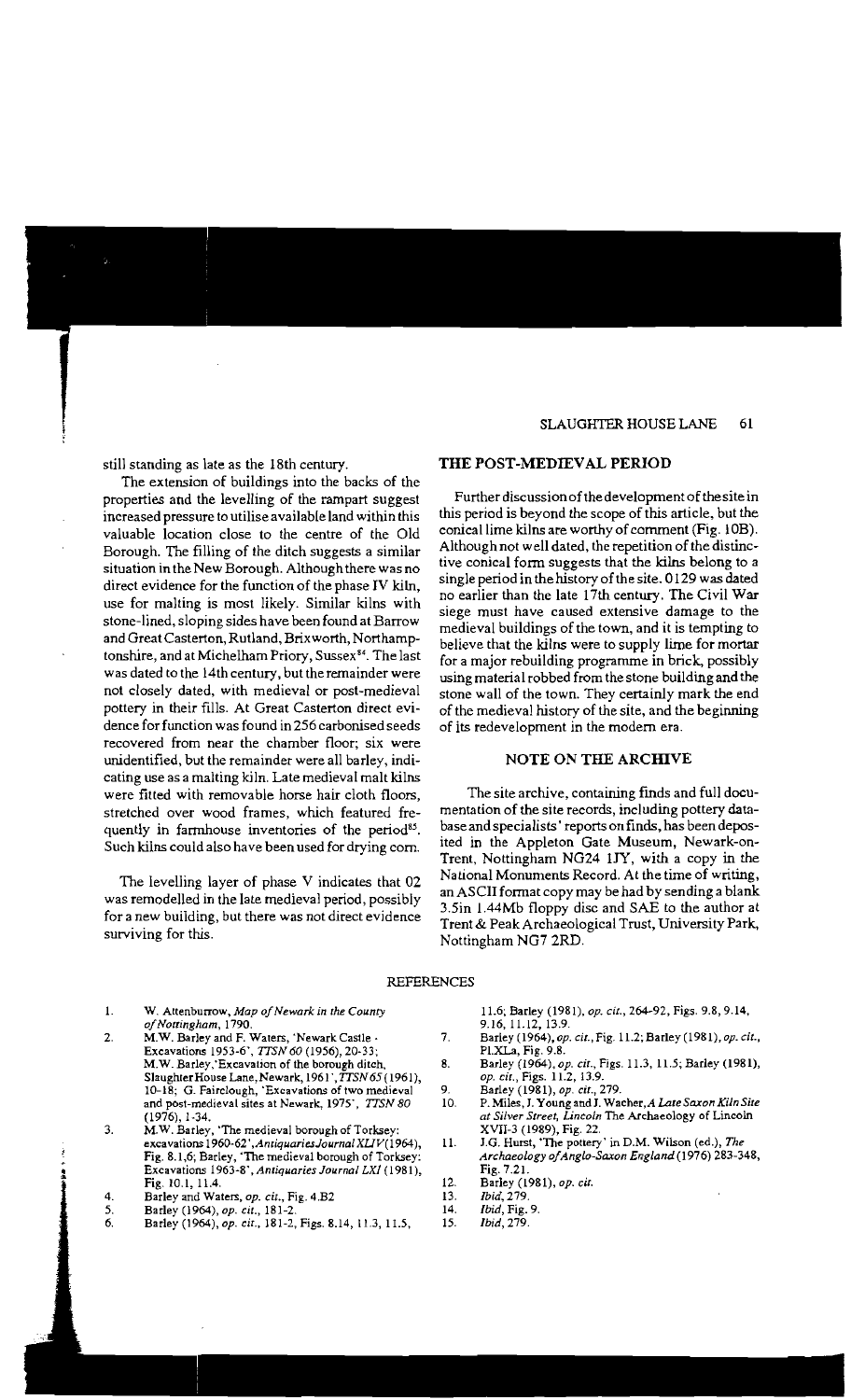still standing as late as the 18th century.

The extension of buildings into the backs of the properties and the levelling of the rampart suggest increased pressure to utilise available land within this valuable location close to the centre of the Old Borough. The filling of the ditch suggests a similar situation in the New Borough. Although there was no direct evidence for the function of the phase IV kiln, use for malting is most likely. Similar kilns with stone-lined, sloping sides have been found at Barrow and Great Casterton, Rutland, Brixworth, Northamptonshire, and at Michelham Priory, Sussex[84]. The last was dated to the 14th century, but the remainder were not closely dated, with medieval or post-medieval pottery in their fills. At Great Casterton direct evidence for function was found in 256 carbonised seeds recovered from near the chamber floor; six were unidentified, but the remainder were all barley, indicating use as a malting kiln. Late medieval malt kilns were fitted with removable horse hair cloth floors, stretched over wood frames, which featured frequently in farmhouse inventories of the period[85]. Such kilns could also have been used for drying corn.

The levelling layer of phase V indicates that 02 was remodelled in the late medieval period, possibly for a new building, but there was not direct evidence surviving for this.

## THE POST-MEDIEVAL PERIOD

Further discussion of the development of the site in this period is beyond the scope of this article, but the conical lime kilns are worthy of comment (Fig. 10B). Although not well dated, the repetition of the distinctive conical form suggests that the kilns belong to a single period in the history of the site. 0129 was dated no earlier than the late 17th century. The Civil War siege must have caused extensive damage to the medieval buildings of the town, and it is tempting to believe that the kilns were to supply lime for mortar for a major rebuilding programme in brick, possibly using material robbed from the stone building and the stone wall of the town. They certainly mark the end of the medieval history of the site, and the beginning of its redevelopment in the modern era.

## NOTE ON THE ARCHIVE

The site archive, containing finds and full documentation of the site records, including pottery database and specialists' reports on finds, has been deposited in the Appleton Gate Museum, Newark-on-Trent, Nottingham NG24 1JY, with a copy in the National Monuments Record. At the time of writing, an ASCII format copy may be had by sending a blank 3.5in 1.44Mb floppy disc and SAE to the author at Trent & Peak Archaeological Trust, University Park, Nottingham NG7 2RD.

## REFERENCES

1. W. Attenburrow, *Map of Newark in the County of Nottingham*, 1790.
2. M.W. Barley and F. Waters, 'Newark Castle - Excavations 1953-6', *TTSN 60* (1956), 20-33; M.W. Barley, 'Excavation of the borough ditch, Slaughter House Lane, Newark, 1961', *TTSN 65* (1961), 10-18; G. Fairclough, 'Excavations of two medieval and post-medieval sites at Newark, 1975', *TTSN 80* (1976), 1-34.
3. M.W. Barley, 'The medieval borough of Torksey: excavations 1960-62', *Antiquaries Journal XLIV* (1964), Fig. 8.1,6; Barley, 'The medieval borough of Torksey: Excavations 1963-8', *Antiquaries Journal LXI* (1981), Fig. 10.1, 11.4.
4. Barley and Waters, *op. cit.*, Fig. 4.B2
5. Barley (1964), *op. cit.*, 181-2.
6. Barley (1964), *op. cit.*, 181-2, Figs. 8.14, 11.3, 11.5, 11.6; Barley (1981), *op. cit.*, 264-92, Figs. 9.8, 9.14, 9.16, 11.12, 13.9.
7. Barley (1964), *op. cit.*, Fig. 11.2; Barley (1981), *op. cit.*, Pl.XLa, Fig. 9.8.
8. Barley (1964), *op. cit.*, Figs. 11.3, 11.5; Barley (1981), *op. cit.*, Figs. 11.2, 13.9.
9. Barley (1981), *op. cit.*, 279.
10. P. Miles, J. Young and J. Wacher, *A Late Saxon Kiln Site at Silver Street, Lincoln* The Archaeology of Lincoln XVII-3 (1989), Fig. 22.
11. J.G. Hurst, 'The pottery' in D.M. Wilson (ed.), *The Archaeology of Anglo-Saxon England* (1976) 283-348, Fig. 7.21.
12. Barley (1981), *op. cit.*
13. *Ibid*, 279.
14. *Ibid*, Fig. 9.
15. *Ibid*, 279.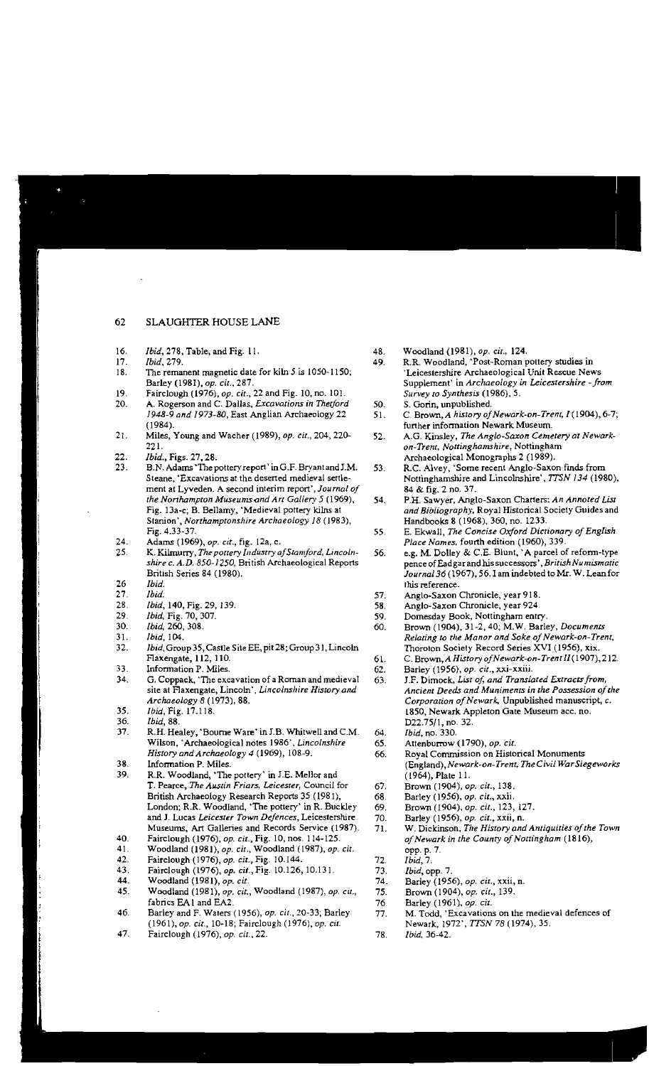16. *Ibid*, 278, Table, and Fig. 11.
17. *Ibid*, 279.
18. The remanent magnetic date for kiln 5 is 1050-1150; Barley (1981), *op. cit.*, 287.
19. Fairclough (1976), *op. cit.*, 22 and Fig. 10, no. 101.
20. A. Rogerson and C. Dallas, *Excavations in Thetford 1948-9 and 1973-80*, East Anglian Archaeology 22 (1984).
21. Miles, Young and Wacher (1989), *op. cit.*, 204, 220-221.
22. *Ibid.*, Figs. 27, 28.
23. B.N. Adams 'The pottery report' in G.F. Bryant and J.M. Steane, 'Excavations at the deserted medieval settlement at Lyveden. A second interim report', *Journal of the Northampton Museums and Art Gallery 5* (1969), Fig. 13a-c; B. Bellamy, 'Medieval pottery kilns at Stanion', *Northamptonshire Archaeology 18* (1983), Fig. 4.33-37.
24. Adams (1969), *op. cit.*, fig. 12a, c.
25. K. Kilmurry, *The pottery Industry of Stamford, Lincolnshire c. A.D. 850-1250*, British Archaeological Reports British Series 84 (1980).
26. *Ibid.*
27. *Ibid.*
28. *Ibid*, 140, Fig. 29, 139.
29. *Ibid*, Fig. 70, 307.
30. *Ibid*, 260, 308.
31. *Ibid*, 104.
32. *Ibid*, Group 35, Castle Site EE, pit 28; Group 31, Lincoln Flaxengate, 112, 110.
33. Information P. Miles.
34. G. Coppack, 'The excavation of a Roman and medieval site at Flaxengate, Lincoln', *Lincolnshire History and Archaeology 8* (1973), 88.
35. *Ibid*, Fig. 17.118.
36. *Ibid*, 88.
37. R.H. Healey, 'Bourne Ware' in J.B. Whitwell and C.M. Wilson, 'Archaeological notes 1986', *Lincolnshire History and Archaeology 4* (1969), 108-9.
38. Information P. Miles.
39. R.R. Woodland, 'The pottery' in J.E. Mellor and T. Pearce, *The Austin Friars, Leicester*, Council for British Archaeology Research Reports 35 (1981), London; R.R. Woodland, 'The pottery' in R. Buckley and J. Lucas *Leicester Town Defences*, Leicestershire Museums, Art Galleries and Records Service (1987).
40. Fairclough (1976), *op. cit.*, Fig. 10, nos. 114-125.
41. Woodland (1981), *op. cit.*, Woodland (1987), *op. cit.*
42. Fairclough (1976), *op. cit.*, Fig. 10.144.
43. Fairclough (1976), *op. cit.*, Fig. 10.126, 10.131.
44. Woodland (1981), *op. cit.*
45. Woodland (1981), *op. cit.*, Woodland (1987), *op. cit.*, fabrics EA1 and EA2.
46. Barley and F. Waters (1956), *op. cit.*, 20-33; Barley (1961), *op. cit.*, 10-18; Fairclough (1976), *op. cit.*
47. Fairclough (1976), *op. cit.*, 22.
48. Woodland (1981), *op. cit.*, 124.
49. R.R. Woodland, 'Post-Roman pottery studies in 'Leicestershire Archaeological Unit Rescue News Supplement' in *Archaeology in Leicestershire - from Survey to Synthesis* (1986), 5.
50. S. Gorin, unpublished.
51. C. Brown, *A history of Newark-on-Trent, I* (1904), 6-7; further information Newark Museum.
52. A.G. Kinsley, *The Anglo-Saxon Cemetery at Newark-on-Trent, Nottinghamshire*, Nottingham Archaeological Monographs 2 (1989).
53. R.C. Alvey, 'Some recent Anglo-Saxon finds from Nottinghamshire and Lincolnshire', *TTSN 134* (1980), 84 & fig. 2 no. 37.
54. P.H. Sawyer, Anglo-Saxon Charters: *An Annoted List and Bibliography*, Royal Historical Society Guides and Handbooks 8 (1968), 360, no. 1233.
55. E. Ekwall, *The Concise Oxford Dictionary of English Place Names*, fourth edition (1960), 339.
56. e.g. M. Dolley & C.E. Blunt, 'A parcel of reform-type pence of Eadgar and his successors', *British Numismatic Journal 36* (1967), 56. I am indebted to Mr. W. Lean for this reference.
57. Anglo-Saxon Chronicle, year 918.
58. Anglo-Saxon Chronicle, year 924.
59. Domesday Book, Nottingham entry.
60. Brown (1904), 31-2, 40; M.W. Barley, *Documents Relating to the Manor and Soke of Newark-on-Trent*, Thoroton Society Record Series XVI (1956), xix.
61. C. Brown, *A History of Newark-on-Trent II* (1907), 212.
62. Barley (1956), *op. cit.*, xxi-xxiii.
63. J.F. Dimock, *List of, and Translated Extracts from, Ancient Deeds and Muniments in the Possession of the Corporation of Newark*, Unpublished manuscript, c. 1850, Newark Appleton Gate Museum acc. no. D22.75/1, no. 32.
64. *Ibid*, no. 330.
65. Attenburrow (1790), *op. cit.*
66. Royal Commission on Historical Monuments (England), *Newark-on-Trent, The Civil War Siegeworks* (1964), Plate 11.
67. Brown (1904), *op. cit.*, 138.
68. Barley (1956), *op. cit.*, xxii.
69. Brown (1904), *op. cit.*, 123, 127.
70. Barley (1956), *op. cit.*, xxii, n.
71. W. Dickinson, *The History and Antiquities of the Town of Newark in the County of Nottingham* (1816), opp. p. 7.
72. *Ibid*, 7.
73. *Ibid*, opp. 7.
74. Barley (1956), *op. cit.*, xxii, n.
75. Brown (1904), *op. cit.*, 139.
76. Barley (1961), *op. cit.*
77. M. Todd, 'Excavations on the medieval defences of Newark, 1972', *TTSN 78* (1974), 35.
78. *Ibid*, 36-42.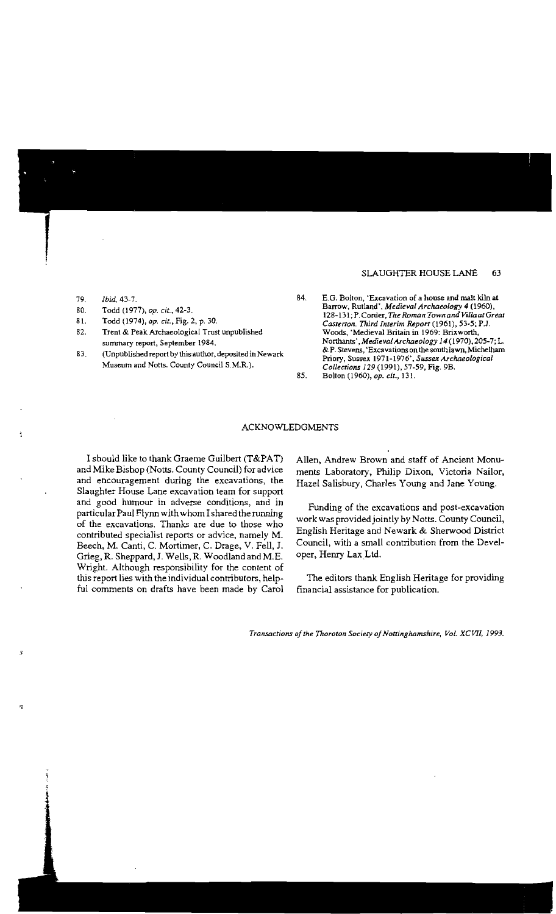79. *Ibid*, 43-7.
80. Todd (1977), *op. cit.*, 42-3.
81. Todd (1974), *op. cit.*, Fig. 2, p. 30.
82. Trent & Peak Archaeological Trust unpublished summary report, September 1984.
83. (Unpublished report by this author, deposited in Newark Museum and Notts. County Council S.M.R.).
84. E.G. Bolton, 'Excavation of a house and malt kiln at Barrow, Rutland', *Medieval Archaeology 4* (1960), 128-131; P. Corder, *The Roman Town and Villa at Great Casterton. Third Interim Report* (1961), 53-5; P.J. Woods, 'Medieval Britain in 1969: Brixworth, Northants', *Medieval Archaeology 14* (1970), 205-7; L. & P. Stevens, 'Excavations on the south lawn, Michelham Priory, Sussex 1971-1976', *Sussex Archaeological Collections 129* (1991), 57-59, Fig. 9B.
85. Bolton (1960), *op. cit.*, 131.

## ACKNOWLEDGMENTS

I should like to thank Graeme Guilbert (T&PAT) and Mike Bishop (Notts. County Council) for advice and encouragement during the excavations, the Slaughter House Lane excavation team for support and good humour in adverse conditions, and in particular Paul Flynn with whom I shared the running of the excavations. Thanks are due to those who contributed specialist reports or advice, namely M. Beech, M. Canti, C. Mortimer, C. Drage, V. Fell, J. Grieg, R. Sheppard, J. Wells, R. Woodland and M.E. Wright. Although responsibility for the content of this report lies with the individual contributors, helpful comments on drafts have been made by Carol Allen, Andrew Brown and staff of Ancient Monuments Laboratory, Philip Dixon, Victoria Nailor, Hazel Salisbury, Charles Young and Jane Young.

Funding of the excavations and post-excavation work was provided jointly by Notts. County Council, English Heritage and Newark & Sherwood District Council, with a small contribution from the Developer, Henry Lax Ltd.

The editors thank English Heritage for providing financial assistance for publication.